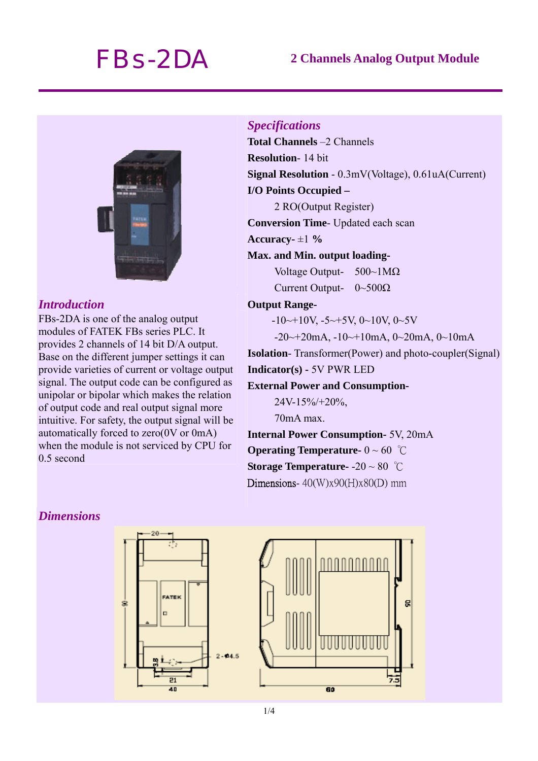# FBs-2DA

## 2 Channels Analog Output Module

### *Introduction*

FBs-2DA is one of the analog output modules of FATEK FBs series PLC. It provides 2 channels of 14 bit D/A output. Base on the different jumper settings it can provide varieties of current or voltage output signal. The output code can be configured as unipolar or bipolar which makes the relation of output code and real output signal more intuitive. For safety, the output signal will be automatically forced to zero(0V or 0mA) when the module is not serviced by CPU for 0.5 second

### *Specifications*

**Total Channels** –2 Channels

**Resolution**- 14 bit

**Signal Resolution** - 0.3mV(Voltage), 0.61uA(Current)

**I/O Points Occupied –**

2 RO(Output Register)

**Conversion Time**- Updated each scan

**Accuracy**- ±1 **%**

**Max. and Min. output loading-**

Voltage Output- 500~1MΩ

Current Output- 0~500Ω

**Output Range-**

-10~+10V, -5~+5V, 0~10V, 0~5V

-20~+20mA, -10~+10mA, 0~20mA, 0~10mA

**Isolation**- Transformer(Power) and photo-coupler(Signal)

**Indicator(s)** - 5V PWR LED

**External Power and Consumption-**

24V-15%/+20%,

70mA max.

**Internal Power Consumption**- 5V, 20mA

**Operating Temperature**- 0 ~ 60 ℃

**Storage Temperature**- -20 ~ 80 ℃

Dimensions- 40(W)x90(H)x80(D) mm

### *Dimensions*

20

90

FATEK

2-Φ4.5

3.8

21

40

90

7.5

60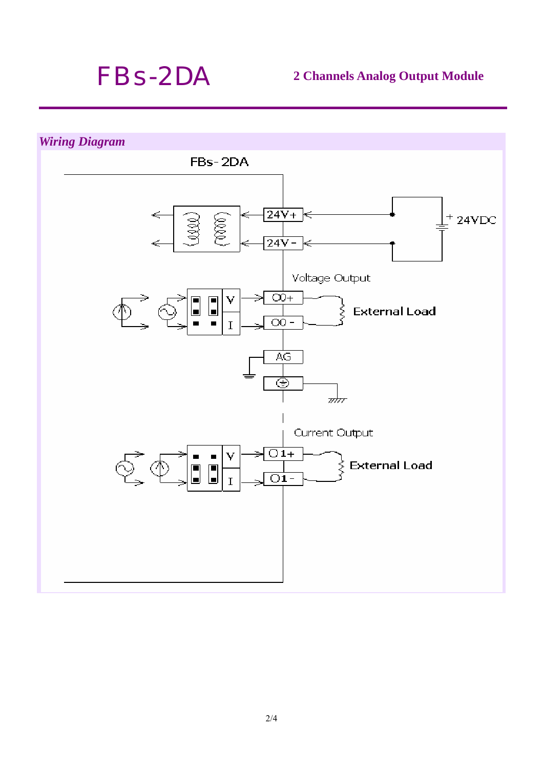# FBs-2DA

**2 Channels Analog Output Module**

### *Wiring Diagram*

FBs-2DA

24V+

24V -

+ 24VDC

Voltage Output

V

I

O0+

O0 -

External Load

AG

Current Output

V

I

O1+

O1 -

External Load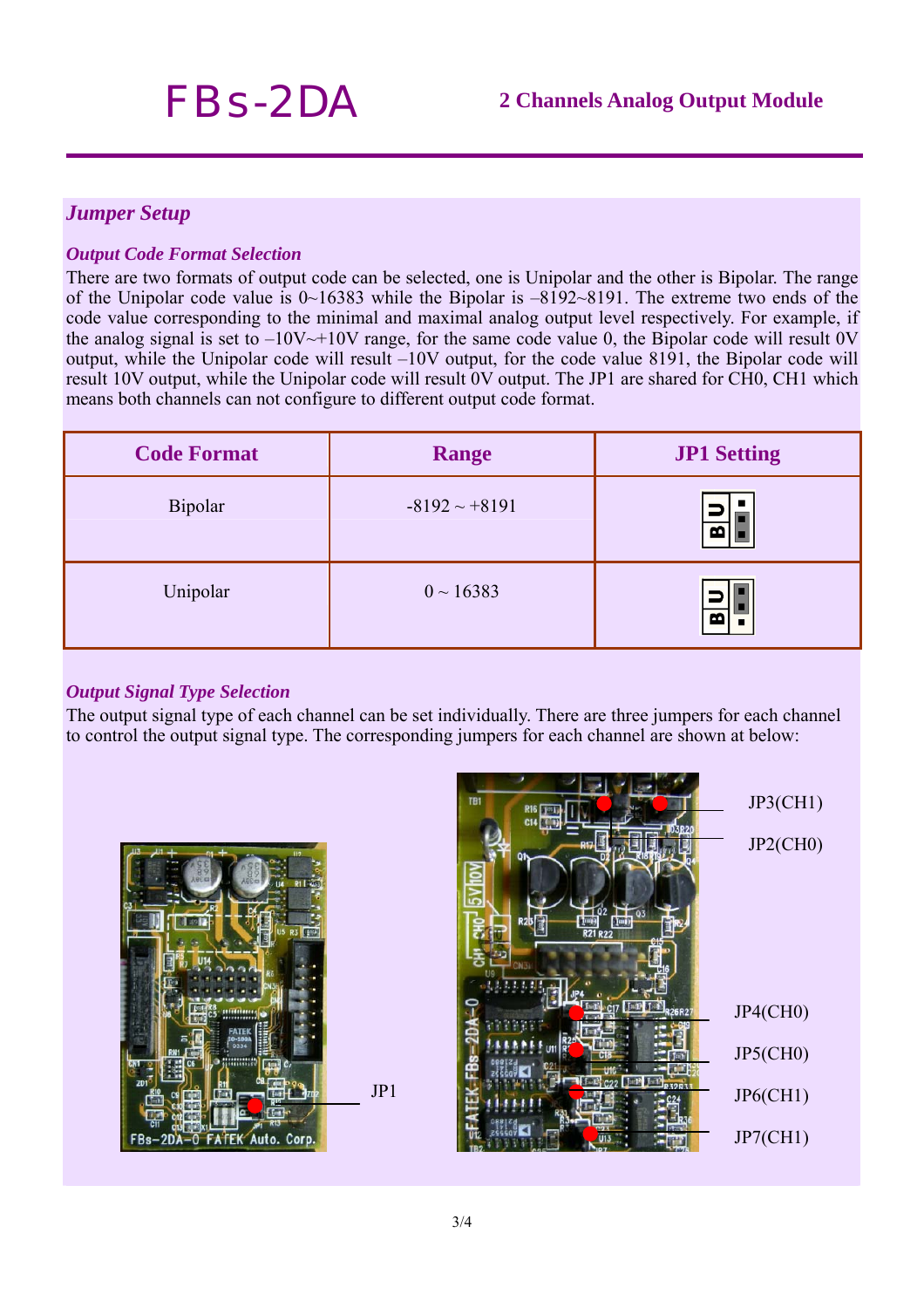# FBs-2DA

**2 Channels Analog Output Module**

## *Jumper Setup*

### *Output Code Format Selection*

There are two formats of output code can be selected, one is Unipolar and the other is Bipolar. The range of the Unipolar code value is 0~16383 while the Bipolar is –8192~8191. The extreme two ends of the code value corresponding to the minimal and maximal analog output level respectively. For example, if the analog signal is set to –10V~+10V range, for the same code value 0, the Bipolar code will result 0V output, while the Unipolar code will result –10V output, for the code value 8191, the Bipolar code will result 10V output, while the Unipolar code will result 0V output. The JP1 are shared for CH0, CH1 which means both channels can not configure to different output code format.

| Code Format | Range | JP1 Setting |
|---|---|---|
| Bipolar | -8192 ~ +8191 | U / B |
| Unipolar | 0 ~ 16383 | U / B |

### *Output Signal Type Selection*

The output signal type of each channel can be set individually. There are three jumpers for each channel to control the output signal type. The corresponding jumpers for each channel are shown at below:

JP1

JP3(CH1)

JP2(CH0)

JP4(CH0)

JP5(CH0)

JP6(CH1)

JP7(CH1)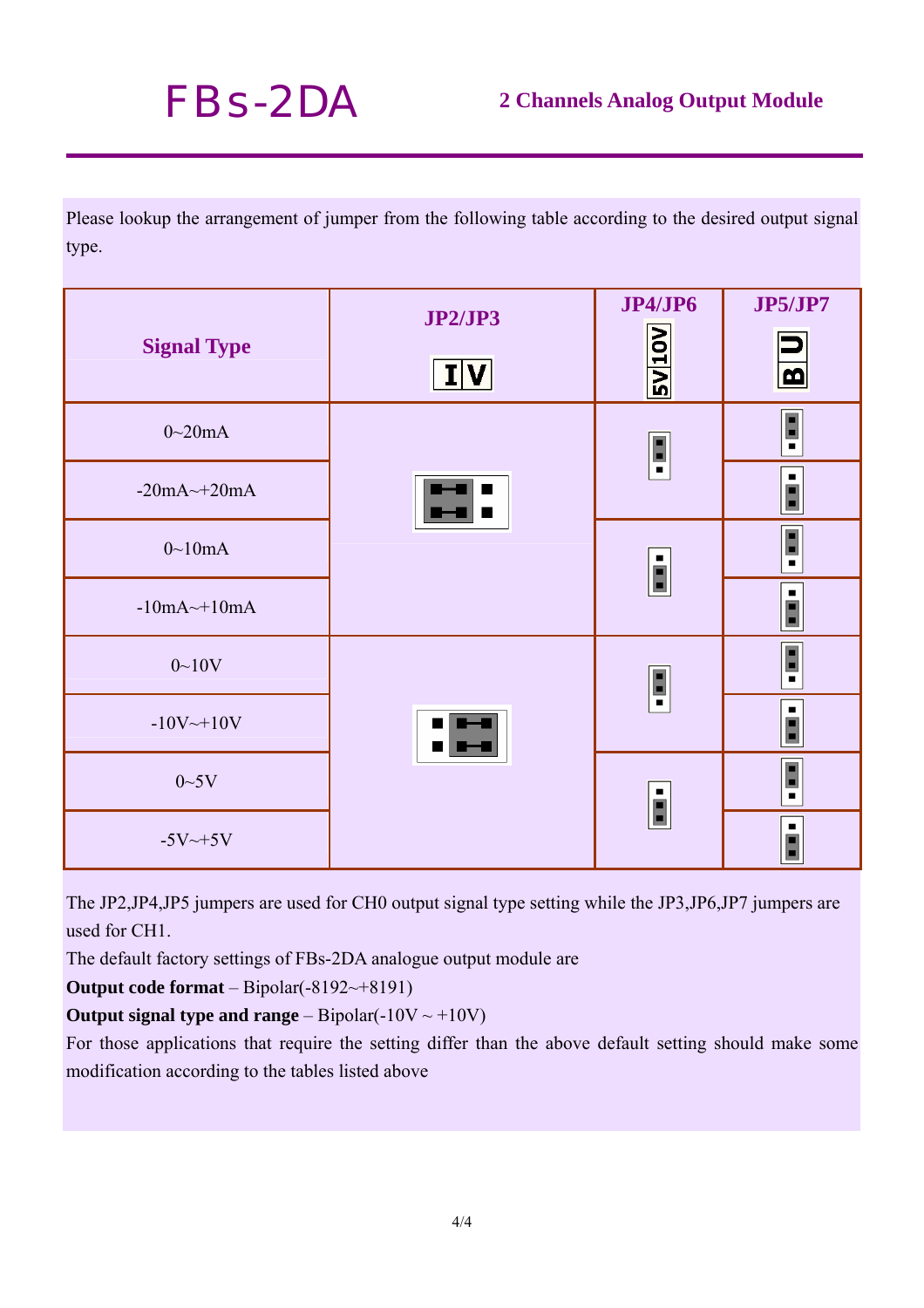Please lookup the arrangement of jumper from the following table according to the desired output signal type.

| Signal Type | JP2/JP3 | JP4/JP6 | JP5/JP7 |
|---|---|---|---|
| 0~20mA | | | |
| -20mA~+20mA | | | |
| 0~10mA | | | |
| -10mA~+10mA | | | |
| 0~10V | | | |
| -10V~+10V | | | |
| 0~5V | | | |
| -5V~+5V | | | |

The JP2,JP4,JP5 jumpers are used for CH0 output signal type setting while the JP3,JP6,JP7 jumpers are used for CH1.

The default factory settings of FBs-2DA analogue output module are

**Output code format** – Bipolar(-8192~+8191)

**Output signal type and range** – Bipolar(-10V ~ +10V)

For those applications that require the setting differ than the above default setting should make some modification according to the tables listed above